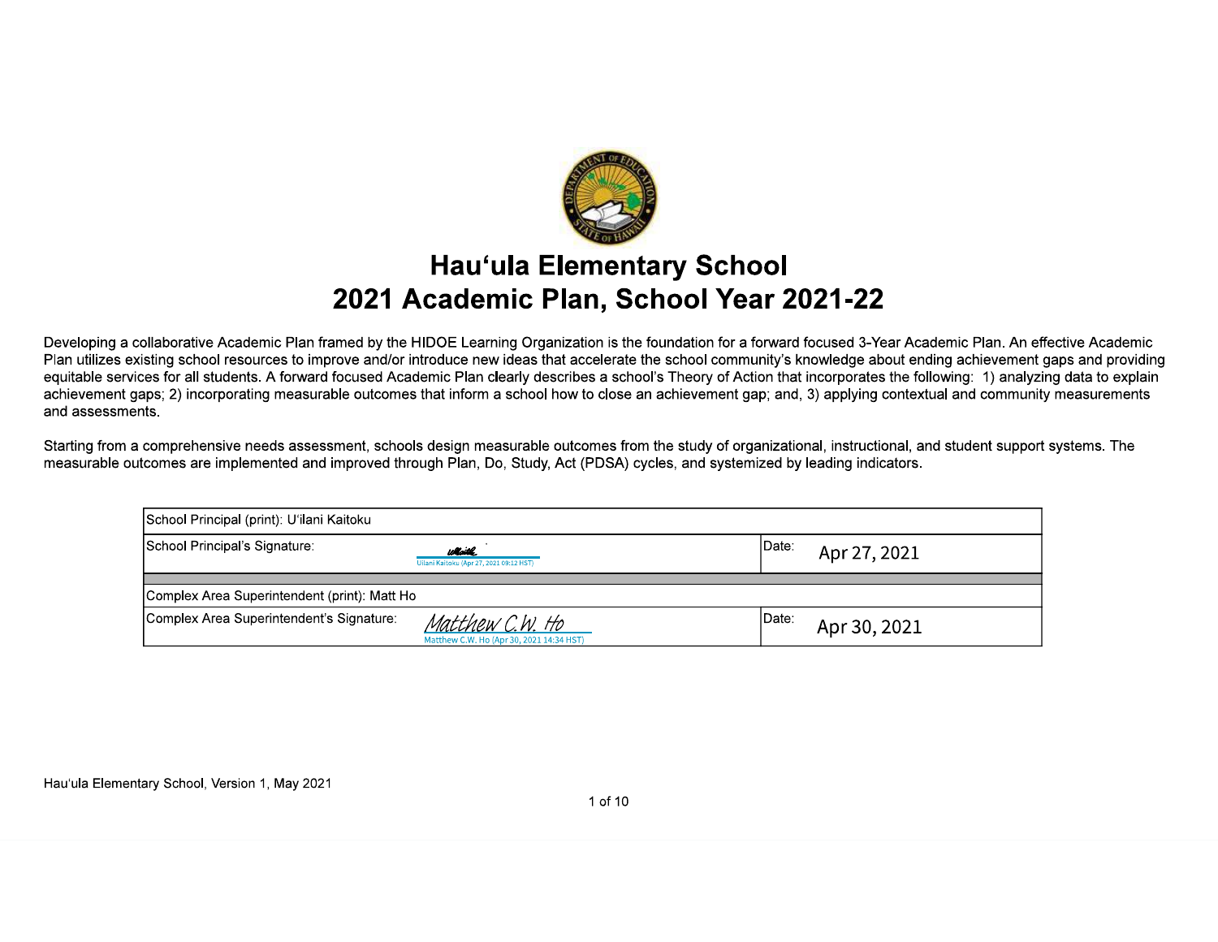# Hau'ula Elementary School
## 2021 Academic Plan, School Year 2021-22

Developing a collaborative Academic Plan framed by the HIDOE Learning Organization is the foundation for a forward focused 3-Year Academic Plan. An effective Academic Plan utilizes existing school resources to improve and/or introduce new ideas that accelerate the school community's knowledge about ending achievement gaps and providing equitable services for all students. A forward focused Academic Plan clearly describes a school's Theory of Action that incorporates the following: 1) analyzing data to explain achievement gaps; 2) incorporating measurable outcomes that inform a school how to close an achievement gap; and, 3) applying contextual and community measurements and assessments.

Starting from a comprehensive needs assessment, schools design measurable outcomes from the study of organizational, instructional, and student support systems. The measurable outcomes are implemented and improved through Plan, Do, Study, Act (PDSA) cycles, and systemized by leading indicators.

| School Principal (print): U'ilani Kaitoku | |
|---|---|
| School Principal's Signature: Uilani Kaitoku (Apr 27, 2021 09:12 HST) | Date: Apr 27, 2021 |
| | |
| Complex Area Superintendent (print): Matt Ho | |
| Complex Area Superintendent's Signature: Matthew C.W. Ho (Apr 30, 2021 14:34 HST) | Date: Apr 30, 2021 |

Hau'ula Elementary School, Version 1, May 2021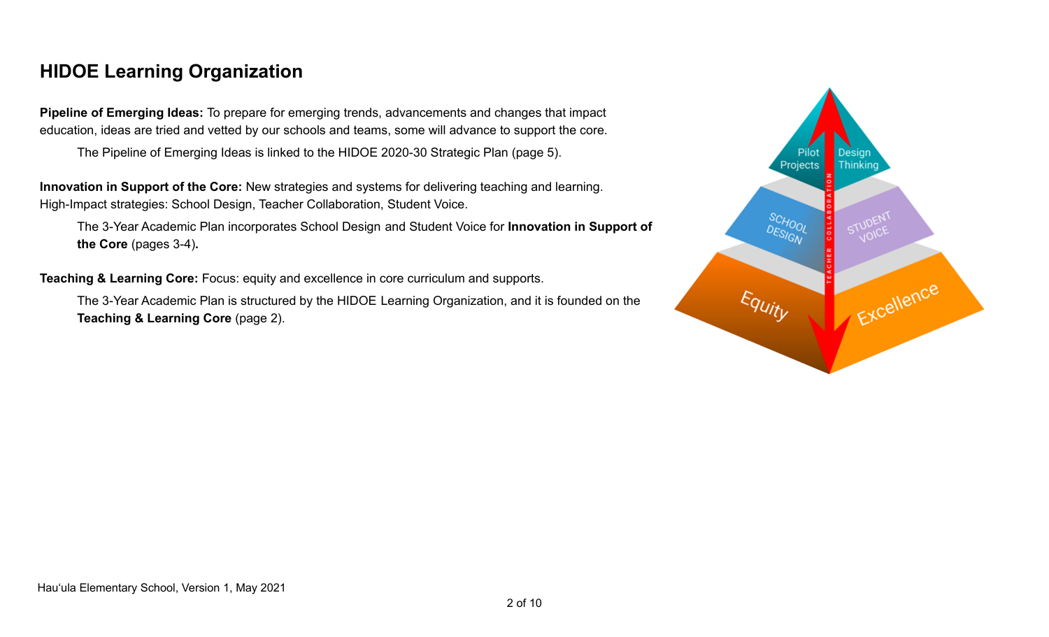## HIDOE Learning Organization

**Pipeline of Emerging Ideas:** To prepare for emerging trends, advancements and changes that impact education, ideas are tried and vetted by our schools and teams, some will advance to support the core.

The Pipeline of Emerging Ideas is linked to the HIDOE 2020-30 Strategic Plan (page 5).

**Innovation in Support of the Core:** New strategies and systems for delivering teaching and learning. High-Impact strategies: School Design, Teacher Collaboration, Student Voice.

The 3-Year Academic Plan incorporates School Design and Student Voice for **Innovation in Support of the Core** (pages 3-4)**.**

**Teaching & Learning Core:** Focus: equity and excellence in core curriculum and supports.

The 3-Year Academic Plan is structured by the HIDOE Learning Organization, and it is founded on the **Teaching & Learning Core** (page 2).

Hauʻula Elementary School, Version 1, May 2021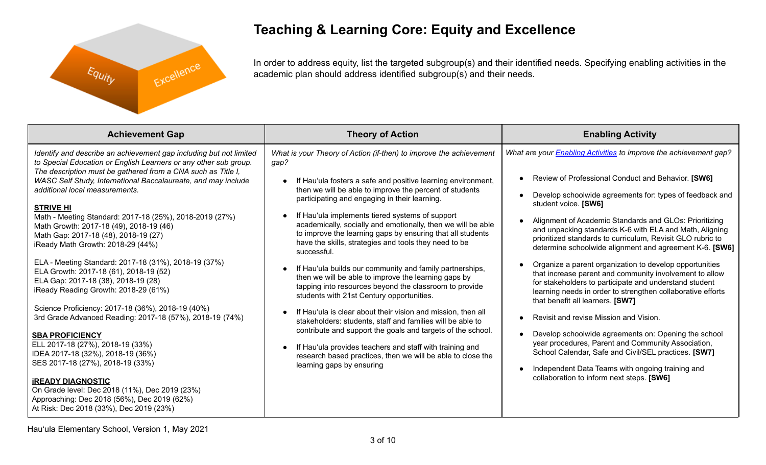# Teaching & Learning Core: Equity and Excellence

In order to address equity, list the targeted subgroup(s) and their identified needs. Specifying enabling activities in the academic plan should address identified subgroup(s) and their needs.

| Achievement Gap | Theory of Action | Enabling Activity |
|---|---|---|
| *Identify and describe an achievement gap including but not limited to Special Education or English Learners or any other sub group. The description must be gathered from a CNA such as Title I, WASC Self Study, International Baccalaureate, and may include additional local measurements.*<br><br>**STRIVE HI**<br>Math - Meeting Standard: 2017-18 (25%), 2018-2019 (27%)<br>Math Growth: 2017-18 (49), 2018-19 (46)<br>Math Gap: 2017-18 (48), 2018-19 (27)<br>iReady Math Growth: 2018-29 (44%)<br><br>ELA - Meeting Standard: 2017-18 (31%), 2018-19 (37%)<br>ELA Growth: 2017-18 (61), 2018-19 (52)<br>ELA Gap: 2017-18 (38), 2018-19 (28)<br>iReady Reading Growth: 2018-29 (61%)<br><br>Science Proficiency: 2017-18 (36%), 2018-19 (40%)<br>3rd Grade Advanced Reading: 2017-18 (57%), 2018-19 (74%)<br><br>**SBA PROFICIENCY**<br>ELL 2017-18 (27%), 2018-19 (33%)<br>IDEA 2017-18 (32%), 2018-19 (36%)<br>SES 2017-18 (27%), 2018-19 (33%)<br><br>**iREADY DIAGNOSTIC**<br>On Grade level: Dec 2018 (11%), Dec 2019 (23%)<br>Approaching: Dec 2018 (56%), Dec 2019 (62%)<br>At Risk: Dec 2018 (33%), Dec 2019 (23%) | *What is your Theory of Action (if-then) to improve the achievement gap?*<br><br>• If Hau'ula fosters a safe and positive learning environment, then we will be able to improve the percent of students participating and engaging in their learning.<br><br>• If Hau'ula implements tiered systems of support academically, socially and emotionally, then we will be able to improve the learning gaps by ensuring that all students have the skills, strategies and tools they need to be successful.<br><br>• If Hau'ula builds our community and family partnerships, then we will be able to improve the learning gaps by tapping into resources beyond the classroom to provide students with 21st Century opportunities.<br><br>• If Hau'ula is clear about their vision and mission, then all stakeholders: students, staff and families will be able to contribute and support the goals and targets of the school.<br><br>• If Hau'ula provides teachers and staff with training and research based practices, then we will be able to close the learning gaps by ensuring | *What are your Enabling Activities to improve the achievement gap?*<br><br>• Review of Professional Conduct and Behavior. **[SW6]**<br><br>• Develop schoolwide agreements for: types of feedback and student voice. **[SW6]**<br><br>• Alignment of Academic Standards and GLOs: Prioritizing and unpacking standards K-6 with ELA and Math, Aligning prioritized standards to curriculum, Revisit GLO rubric to determine schoolwide alignment and agreement K-6. **[SW6]**<br><br>• Organize a parent organization to develop opportunities that increase parent and community involvement to allow for stakeholders to participate and understand student learning needs in order to strengthen collaborative efforts that benefit all learners. **[SW7]**<br><br>• Revisit and revise Mission and Vision.<br><br>• Develop schoolwide agreements on: Opening the school year procedures, Parent and Community Association, School Calendar, Safe and Civil/SEL practices. **[SW7]**<br><br>• Independent Data Teams with ongoing training and collaboration to inform next steps. **[SW6]** |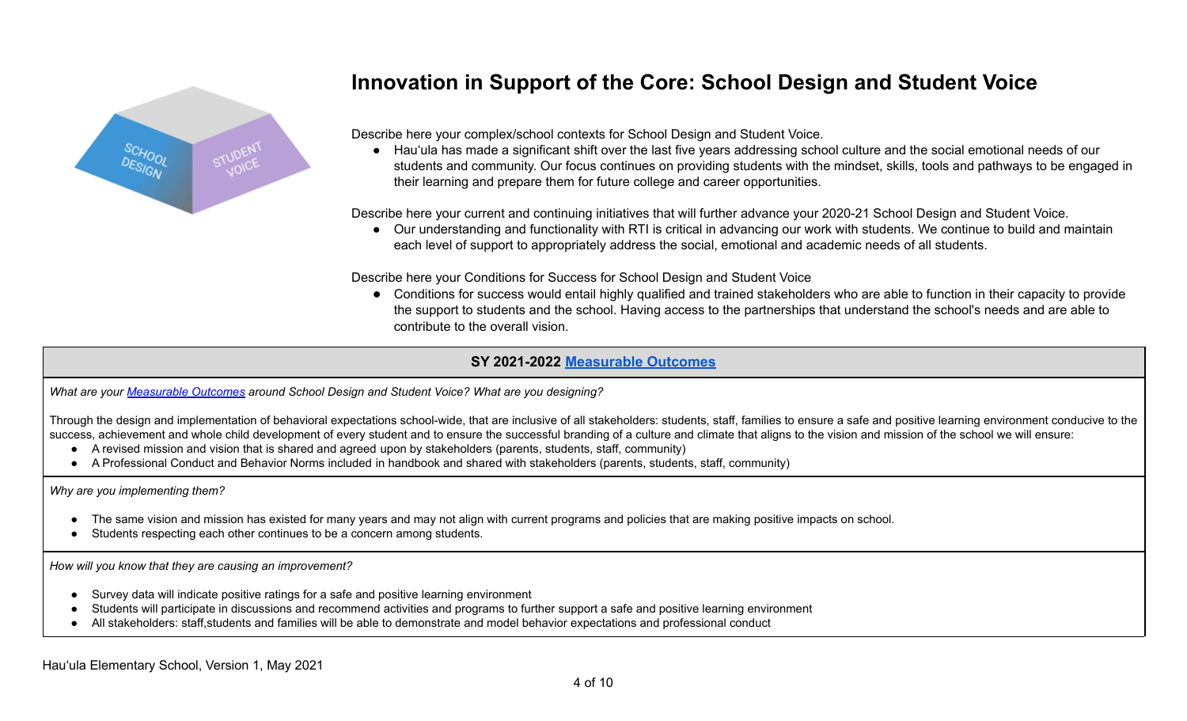# Innovation in Support of the Core: School Design and Student Voice

Describe here your complex/school contexts for School Design and Student Voice.

- Hauʻula has made a significant shift over the last five years addressing school culture and the social emotional needs of our students and community. Our focus continues on providing students with the mindset, skills, tools and pathways to be engaged in their learning and prepare them for future college and career opportunities.

Describe here your current and continuing initiatives that will further advance your 2020-21 School Design and Student Voice.

- Our understanding and functionality with RTI is critical in advancing our work with students. We continue to build and maintain each level of support to appropriately address the social, emotional and academic needs of all students.

Describe here your Conditions for Success for School Design and Student Voice

- Conditions for success would entail highly qualified and trained stakeholders who are able to function in their capacity to provide the support to students and the school. Having access to the partnerships that understand the school's needs and are able to contribute to the overall vision.

## SY 2021-2022 Measurable Outcomes

*What are your Measurable Outcomes around School Design and Student Voice? What are you designing?*

Through the design and implementation of behavioral expectations school-wide, that are inclusive of all stakeholders: students, staff, families to ensure a safe and positive learning environment conducive to the success, achievement and whole child development of every student and to ensure the successful branding of a culture and climate that aligns to the vision and mission of the school we will ensure:

- A revised mission and vision that is shared and agreed upon by stakeholders (parents, students, staff, community)
- A Professional Conduct and Behavior Norms included in handbook and shared with stakeholders (parents, students, staff, community)

*Why are you implementing them?*

- The same vision and mission has existed for many years and may not align with current programs and policies that are making positive impacts on school.
- Students respecting each other continues to be a concern among students.

*How will you know that they are causing an improvement?*

- Survey data will indicate positive ratings for a safe and positive learning environment
- Students will participate in discussions and recommend activities and programs to further support a safe and positive learning environment
- All stakeholders: staff,students and families will be able to demonstrate and model behavior expectations and professional conduct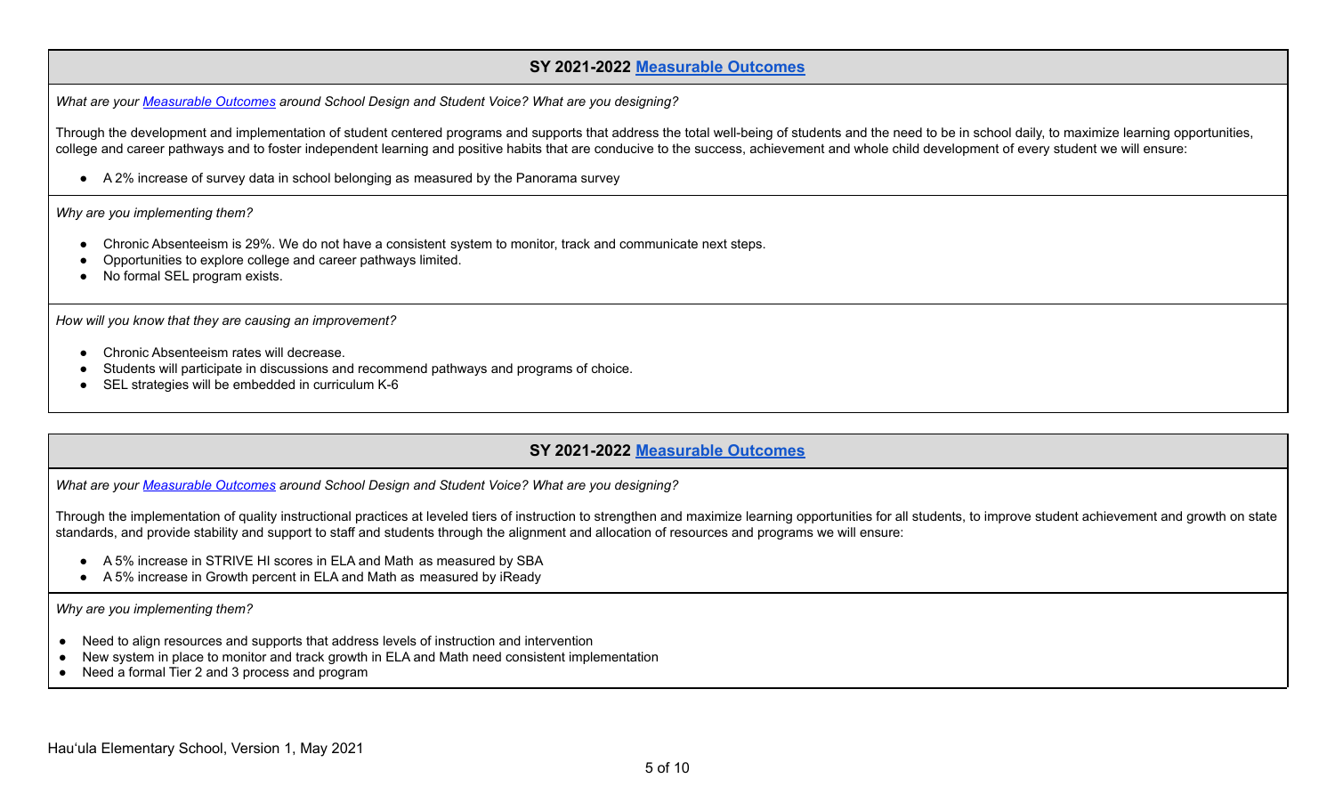## SY 2021-2022 Measurable Outcomes

*What are your Measurable Outcomes around School Design and Student Voice? What are you designing?*

Through the development and implementation of student centered programs and supports that address the total well-being of students and the need to be in school daily, to maximize learning opportunities, college and career pathways and to foster independent learning and positive habits that are conducive to the success, achievement and whole child development of every student we will ensure:

- A 2% increase of survey data in school belonging as measured by the Panorama survey

*Why are you implementing them?*

- Chronic Absenteeism is 29%. We do not have a consistent system to monitor, track and communicate next steps.
- Opportunities to explore college and career pathways limited.
- No formal SEL program exists.

*How will you know that they are causing an improvement?*

- Chronic Absenteeism rates will decrease.
- Students will participate in discussions and recommend pathways and programs of choice.
- SEL strategies will be embedded in curriculum K-6

## SY 2021-2022 Measurable Outcomes

*What are your Measurable Outcomes around School Design and Student Voice? What are you designing?*

Through the implementation of quality instructional practices at leveled tiers of instruction to strengthen and maximize learning opportunities for all students, to improve student achievement and growth on state standards, and provide stability and support to staff and students through the alignment and allocation of resources and programs we will ensure:

- A 5% increase in STRIVE HI scores in ELA and Math as measured by SBA
- A 5% increase in Growth percent in ELA and Math as measured by iReady

*Why are you implementing them?*

- Need to align resources and supports that address levels of instruction and intervention
- New system in place to monitor and track growth in ELA and Math need consistent implementation
- Need a formal Tier 2 and 3 process and program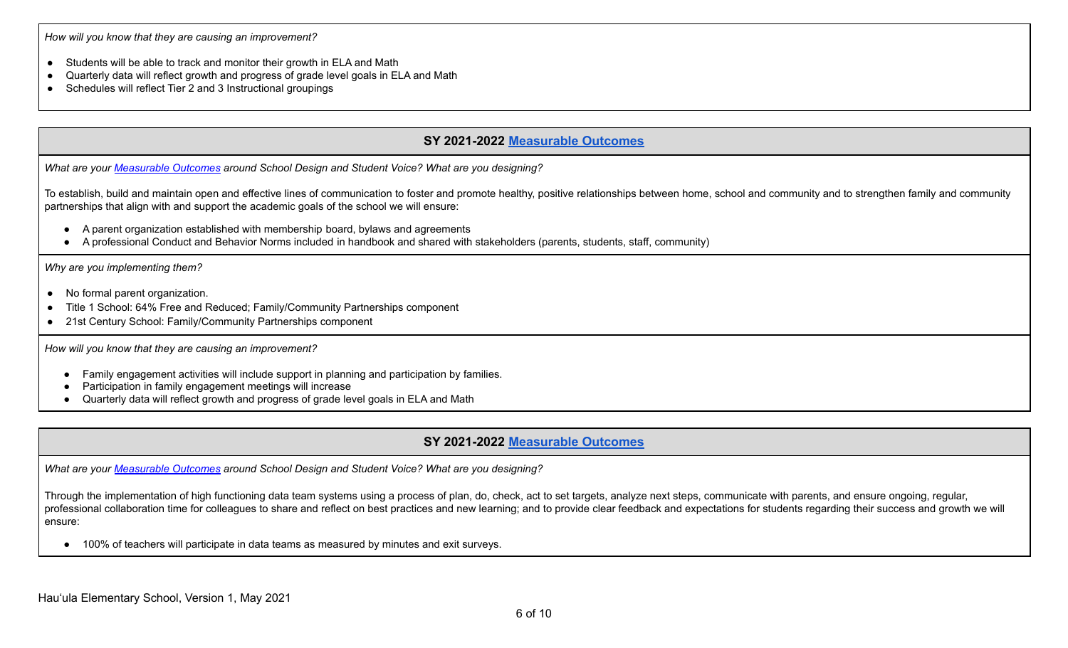*How will you know that they are causing an improvement?*

- Students will be able to track and monitor their growth in ELA and Math
- Quarterly data will reflect growth and progress of grade level goals in ELA and Math
- Schedules will reflect Tier 2 and 3 Instructional groupings

## SY 2021-2022 [Measurable Outcomes]

*What are your [Measurable Outcomes] around School Design and Student Voice? What are you designing?*

To establish, build and maintain open and effective lines of communication to foster and promote healthy, positive relationships between home, school and community and to strengthen family and community partnerships that align with and support the academic goals of the school we will ensure:

- A parent organization established with membership board, bylaws and agreements
- A professional Conduct and Behavior Norms included in handbook and shared with stakeholders (parents, students, staff, community)

*Why are you implementing them?*

- No formal parent organization.
- Title 1 School: 64% Free and Reduced; Family/Community Partnerships component
- 21st Century School: Family/Community Partnerships component

*How will you know that they are causing an improvement?*

- Family engagement activities will include support in planning and participation by families.
- Participation in family engagement meetings will increase
- Quarterly data will reflect growth and progress of grade level goals in ELA and Math

## SY 2021-2022 [Measurable Outcomes]

*What are your [Measurable Outcomes] around School Design and Student Voice? What are you designing?*

Through the implementation of high functioning data team systems using a process of plan, do, check, act to set targets, analyze next steps, communicate with parents, and ensure ongoing, regular, professional collaboration time for colleagues to share and reflect on best practices and new learning; and to provide clear feedback and expectations for students regarding their success and growth we will ensure:

- 100% of teachers will participate in data teams as measured by minutes and exit surveys.

Hauʻula Elementary School, Version 1, May 2021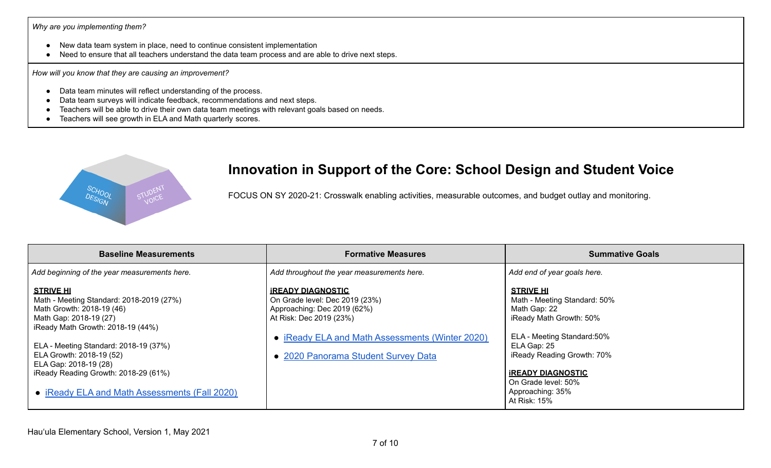*Why are you implementing them?*

- New data team system in place, need to continue consistent implementation
- Need to ensure that all teachers understand the data team process and are able to drive next steps.

*How will you know that they are causing an improvement?*

- Data team minutes will reflect understanding of the process.
- Data team surveys will indicate feedback, recommendations and next steps.
- Teachers will be able to drive their own data team meetings with relevant goals based on needs.
- Teachers will see growth in ELA and Math quarterly scores.

## Innovation in Support of the Core: School Design and Student Voice

FOCUS ON SY 2020-21: Crosswalk enabling activities, measurable outcomes, and budget outlay and monitoring.

| Baseline Measurements | Formative Measures | Summative Goals |
|---|---|---|
| *Add beginning of the year measurements here.*<br><br>**STRIVE HI**<br>Math - Meeting Standard: 2018-2019 (27%)<br>Math Growth: 2018-19 (46)<br>Math Gap: 2018-19 (27)<br>iReady Math Growth: 2018-19 (44%)<br><br>ELA - Meeting Standard: 2018-19 (37%)<br>ELA Growth: 2018-19 (52)<br>ELA Gap: 2018-19 (28)<br>iReady Reading Growth: 2018-29 (61%)<br><br>• iReady ELA and Math Assessments (Fall 2020) | *Add throughout the year measurements here.*<br><br>**iREADY DIAGNOSTIC**<br>On Grade level: Dec 2019 (23%)<br>Approaching: Dec 2019 (62%)<br>At Risk: Dec 2019 (23%)<br><br>• iReady ELA and Math Assessments (Winter 2020)<br>• 2020 Panorama Student Survey Data | *Add end of year goals here.*<br><br>**STRIVE HI**<br>Math - Meeting Standard: 50%<br>Math Gap: 22<br>iReady Math Growth: 50%<br><br>ELA - Meeting Standard:50%<br>ELA Gap: 25<br>iReady Reading Growth: 70%<br><br>**iREADY DIAGNOSTIC**<br>On Grade level: 50%<br>Approaching: 35%<br>At Risk: 15% |

Hau'ula Elementary School, Version 1, May 2021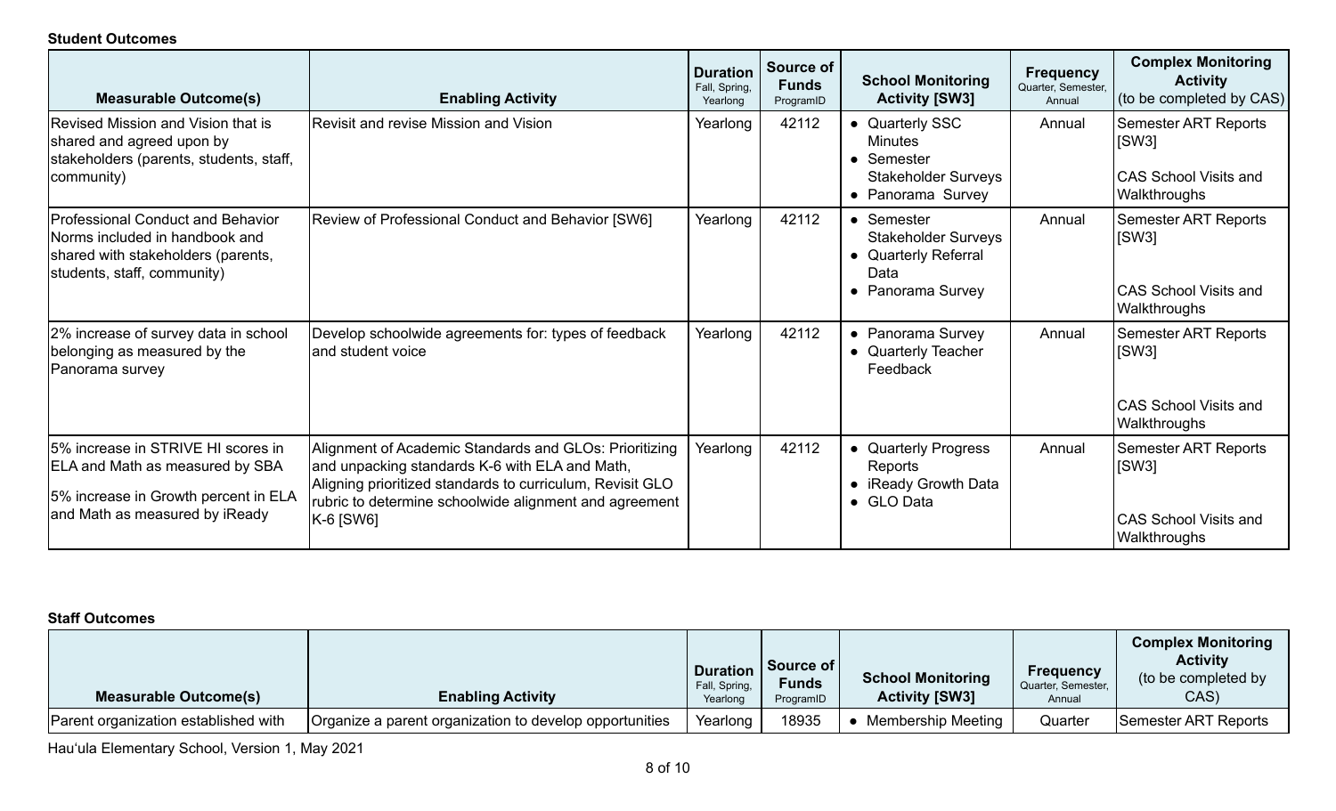**Student Outcomes**

| Measurable Outcome(s) | Enabling Activity | Duration Fall, Spring, Yearlong | Source of Funds ProgramID | School Monitoring Activity [SW3] | Frequency Quarter, Semester, Annual | Complex Monitoring Activity (to be completed by CAS) |
|---|---|---|---|---|---|---|
| Revised Mission and Vision that is shared and agreed upon by stakeholders (parents, students, staff, community) | Revisit and revise Mission and Vision | Yearlong | 42112 | • Quarterly SSC Minutes<br>• Semester Stakeholder Surveys<br>• Panorama Survey | Annual | Semester ART Reports [SW3]<br><br>CAS School Visits and Walkthroughs |
| Professional Conduct and Behavior Norms included in handbook and shared with stakeholders (parents, students, staff, community) | Review of Professional Conduct and Behavior [SW6] | Yearlong | 42112 | • Semester Stakeholder Surveys<br>• Quarterly Referral Data<br>• Panorama Survey | Annual | Semester ART Reports [SW3]<br><br>CAS School Visits and Walkthroughs |
| 2% increase of survey data in school belonging as measured by the Panorama survey | Develop schoolwide agreements for: types of feedback and student voice | Yearlong | 42112 | • Panorama Survey<br>• Quarterly Teacher Feedback | Annual | Semester ART Reports [SW3]<br><br>CAS School Visits and Walkthroughs |
| 5% increase in STRIVE HI scores in ELA and Math as measured by SBA<br><br>5% increase in Growth percent in ELA and Math as measured by iReady | Alignment of Academic Standards and GLOs: Prioritizing and unpacking standards K-6 with ELA and Math, Aligning prioritized standards to curriculum, Revisit GLO rubric to determine schoolwide alignment and agreement K-6 [SW6] | Yearlong | 42112 | • Quarterly Progress Reports<br>• iReady Growth Data<br>• GLO Data | Annual | Semester ART Reports [SW3]<br><br>CAS School Visits and Walkthroughs |

**Staff Outcomes**

| Measurable Outcome(s) | Enabling Activity | Duration Fall, Spring, Yearlong | Source of Funds ProgramID | School Monitoring Activity [SW3] | Frequency Quarter, Semester, Annual | Complex Monitoring Activity (to be completed by CAS) |
|---|---|---|---|---|---|---|
| Parent organization established with | Organize a parent organization to develop opportunities | Yearlong | 18935 | • Membership Meeting | Quarter | Semester ART Reports |

Hau'ula Elementary School, Version 1, May 2021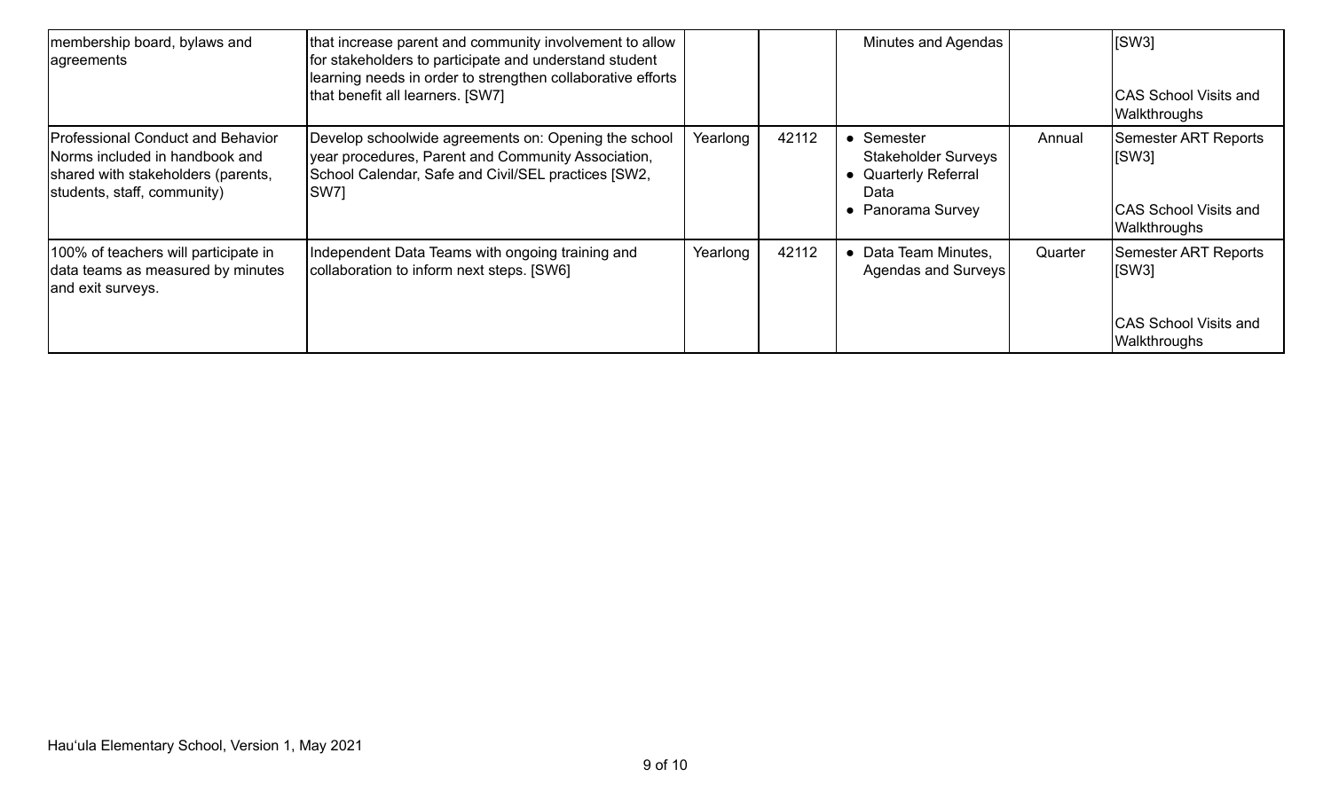| | | | | | | |
|---|---|---|---|---|---|---|
| membership board, bylaws and agreements | that increase parent and community involvement to allow for stakeholders to participate and understand student learning needs in order to strengthen collaborative efforts that benefit all learners. [SW7] | | | Minutes and Agendas | | [SW3]<br><br>CAS School Visits and Walkthroughs |
| Professional Conduct and Behavior Norms included in handbook and shared with stakeholders (parents, students, staff, community) | Develop schoolwide agreements on: Opening the school year procedures, Parent and Community Association, School Calendar, Safe and Civil/SEL practices [SW2, SW7] | Yearlong | 42112 | • Semester Stakeholder Surveys<br>• Quarterly Referral Data<br>• Panorama Survey | Annual | Semester ART Reports [SW3]<br><br>CAS School Visits and Walkthroughs |
| 100% of teachers will participate in data teams as measured by minutes and exit surveys. | Independent Data Teams with ongoing training and collaboration to inform next steps. [SW6] | Yearlong | 42112 | • Data Team Minutes, Agendas and Surveys | Quarter | Semester ART Reports [SW3]<br><br>CAS School Visits and Walkthroughs |

Hau'ula Elementary School, Version 1, May 2021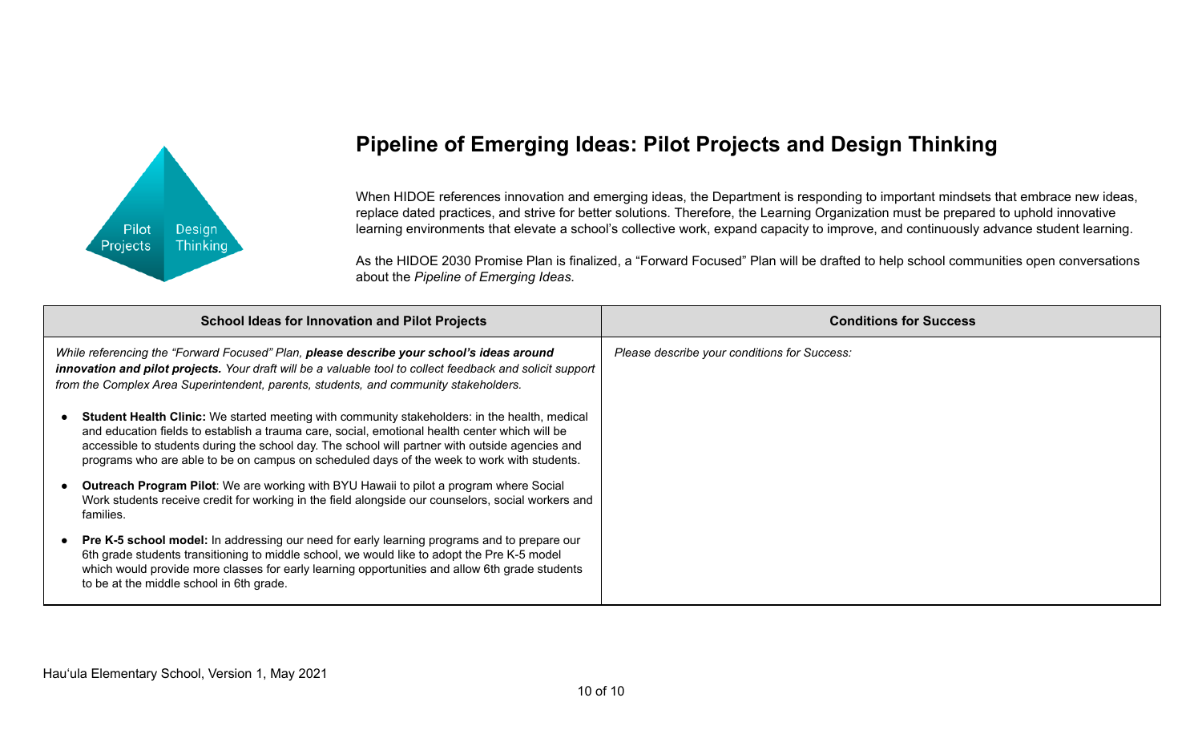Pilot Projects

Design Thinking

## Pipeline of Emerging Ideas: Pilot Projects and Design Thinking

When HIDOE references innovation and emerging ideas, the Department is responding to important mindsets that embrace new ideas, replace dated practices, and strive for better solutions. Therefore, the Learning Organization must be prepared to uphold innovative learning environments that elevate a school's collective work, expand capacity to improve, and continuously advance student learning.

As the HIDOE 2030 Promise Plan is finalized, a "Forward Focused" Plan will be drafted to help school communities open conversations about the *Pipeline of Emerging Ideas*.

| School Ideas for Innovation and Pilot Projects | Conditions for Success |
| --- | --- |
| *While referencing the "Forward Focused" Plan, **please describe your school's ideas around innovation and pilot projects.** Your draft will be a valuable tool to collect feedback and solicit support from the Complex Area Superintendent, parents, students, and community stakeholders.*<br><br>• **Student Health Clinic:** We started meeting with community stakeholders: in the health, medical and education fields to establish a trauma care, social, emotional health center which will be accessible to students during the school day. The school will partner with outside agencies and programs who are able to be on campus on scheduled days of the week to work with students.<br><br>• **Outreach Program Pilot**: We are working with BYU Hawaii to pilot a program where Social Work students receive credit for working in the field alongside our counselors, social workers and families.<br><br>• **Pre K-5 school model:** In addressing our need for early learning programs and to prepare our 6th grade students transitioning to middle school, we would like to adopt the Pre K-5 model which would provide more classes for early learning opportunities and allow 6th grade students to be at the middle school in 6th grade. | *Please describe your conditions for Success:* |

Hauʻula Elementary School, Version 1, May 2021